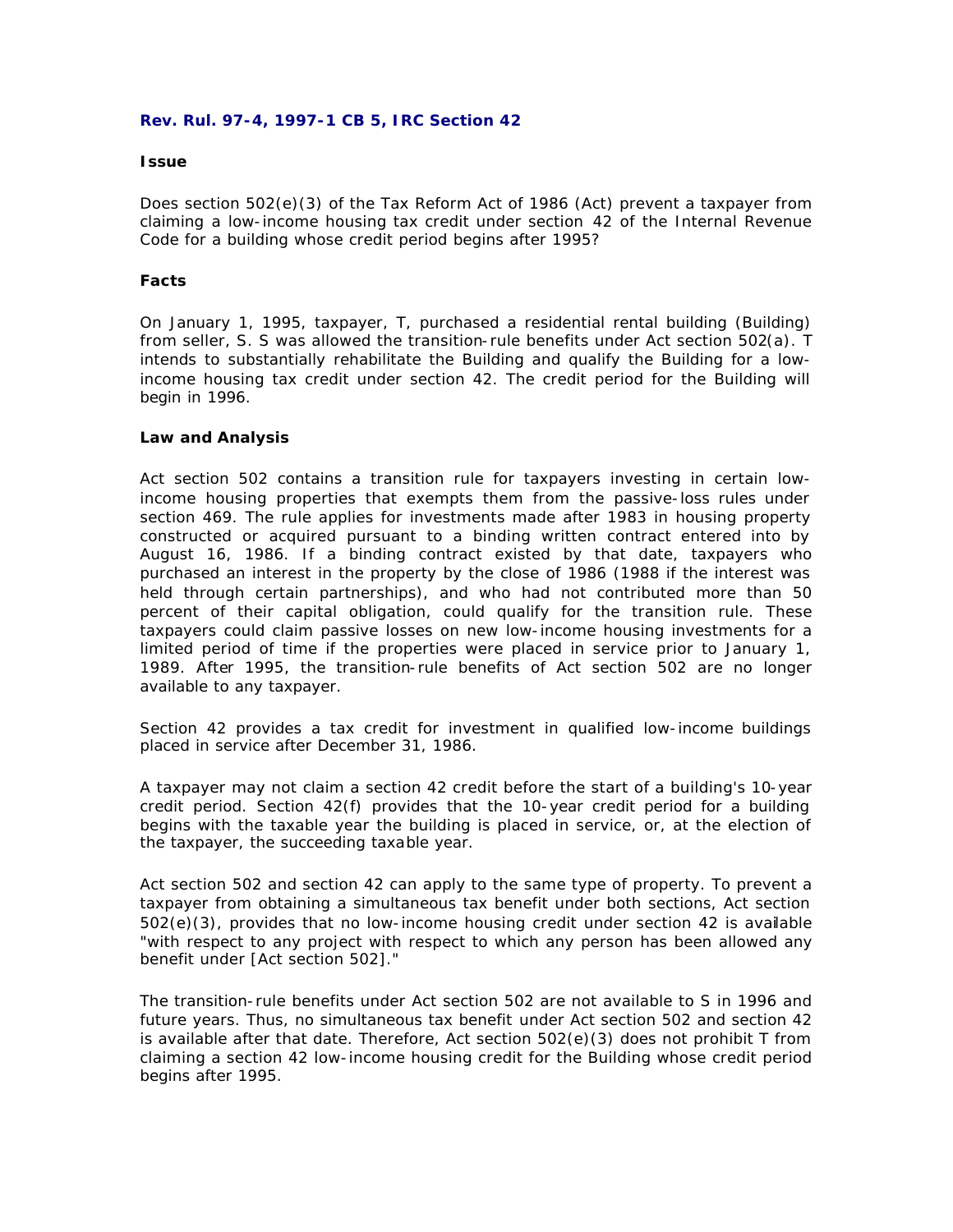**Rev. Rul. 97-4, 1997-1 CB 5, IRC Section 42**

**Issue**

Does section 502(e)(3) of the Tax Reform Act of 1986 (Act) prevent a taxpayer from claiming a low-income housing tax credit under section 42 of the Internal Revenue Code for a building whose credit period begins after 1995?

**Facts**

On January 1, 1995, taxpayer, T, purchased a residential rental building (Building) from seller, S. S was allowed the transition-rule benefits under Act section 502(a). T intends to substantially rehabilitate the Building and qualify the Building for a low-income housing tax credit under section 42. The credit period for the Building will begin in 1996.

**Law and Analysis**

Act section 502 contains a transition rule for taxpayers investing in certain low-income housing properties that exempts them from the passive-loss rules under section 469. The rule applies for investments made after 1983 in housing property constructed or acquired pursuant to a binding written contract entered into by August 16, 1986. If a binding contract existed by that date, taxpayers who purchased an interest in the property by the close of 1986 (1988 if the interest was held through certain partnerships), and who had not contributed more than 50 percent of their capital obligation, could qualify for the transition rule. These taxpayers could claim passive losses on new low-income housing investments for a limited period of time if the properties were placed in service prior to January 1, 1989. After 1995, the transition-rule benefits of Act section 502 are no longer available to any taxpayer.

Section 42 provides a tax credit for investment in qualified low-income buildings placed in service after December 31, 1986.

A taxpayer may not claim a section 42 credit before the start of a building's 10-year credit period. Section 42(f) provides that the 10-year credit period for a building begins with the taxable year the building is placed in service, or, at the election of the taxpayer, the succeeding taxable year.

Act section 502 and section 42 can apply to the same type of property. To prevent a taxpayer from obtaining a simultaneous tax benefit under both sections, Act section 502(e)(3), provides that no low-income housing credit under section 42 is available "with respect to any project with respect to which any person has been allowed any benefit under [Act section 502]."

The transition-rule benefits under Act section 502 are not available to S in 1996 and future years. Thus, no simultaneous tax benefit under Act section 502 and section 42 is available after that date. Therefore, Act section 502(e)(3) does not prohibit T from claiming a section 42 low-income housing credit for the Building whose credit period begins after 1995.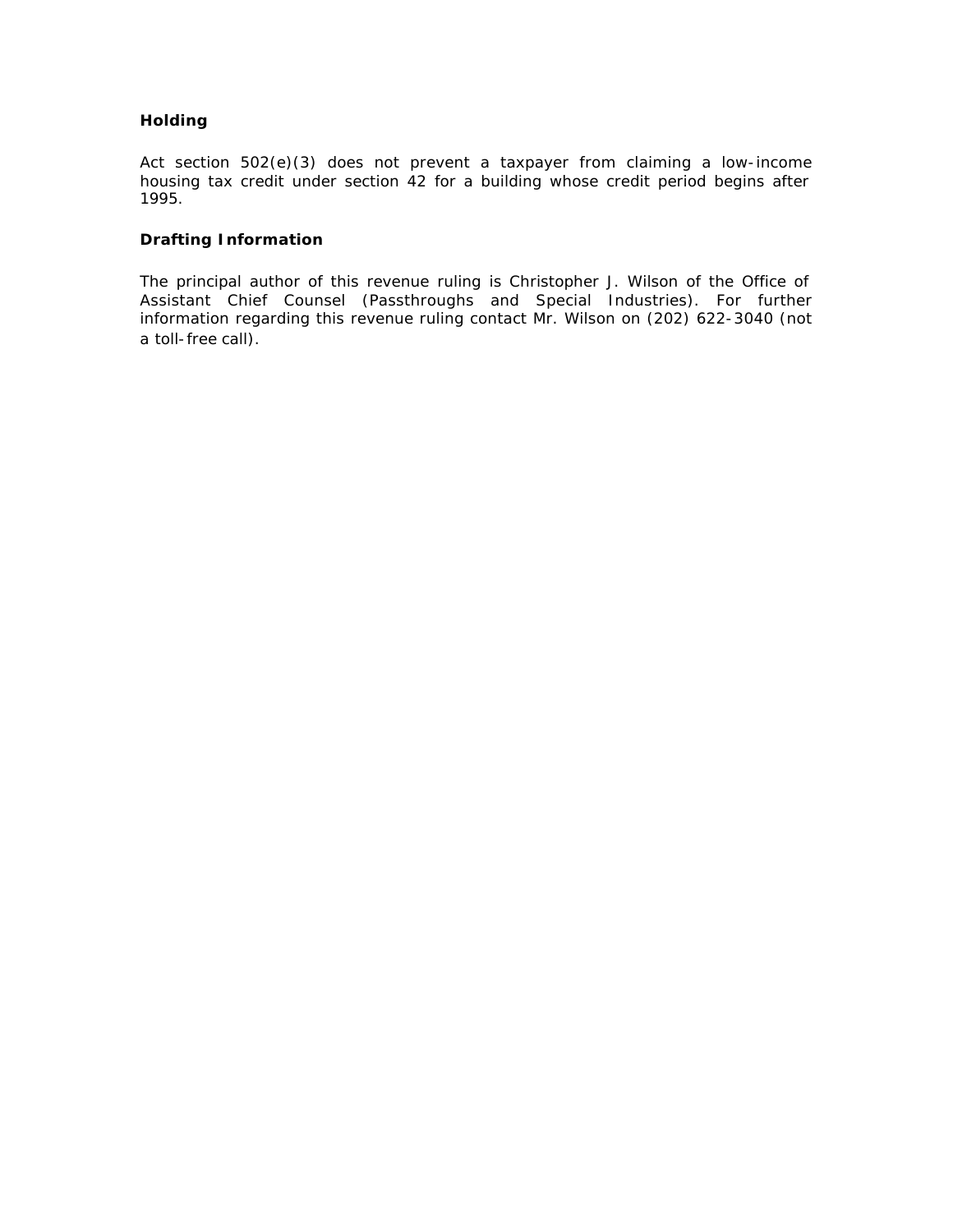**Holding**

Act section 502(e)(3) does not prevent a taxpayer from claiming a low-income housing tax credit under section 42 for a building whose credit period begins after 1995.

**Drafting Information**

The principal author of this revenue ruling is Christopher J. Wilson of the Office of Assistant Chief Counsel (Passthroughs and Special Industries). For further information regarding this revenue ruling contact Mr. Wilson on (202) 622-3040 (not a toll-free call).